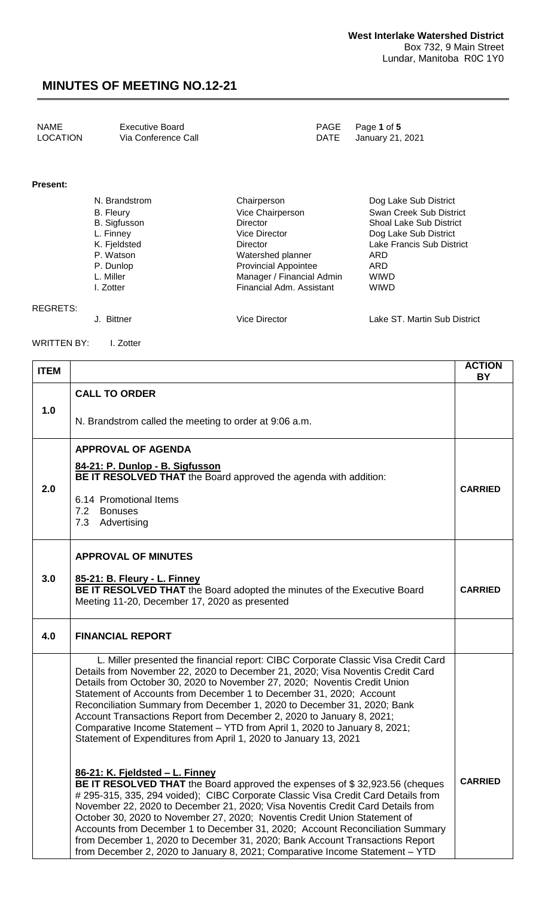**West Interlake Watershed District**
Box 732, 9 Main Street
Lundar, Manitoba R0C 1Y0

# MINUTES OF MEETING NO.12-21

| NAME | Executive Board | PAGE | Page **1** of **5** |
|---|---|---|---|
| LOCATION | Via Conference Call | DATE | January 21, 2021 |

**Present:**

| | | |
|---|---|---|
| N. Brandstrom | Chairperson | Dog Lake Sub District |
| B. Fleury | Vice Chairperson | Swan Creek Sub District |
| B. Sigfusson | Director | Shoal Lake Sub District |
| L. Finney | Vice Director | Dog Lake Sub District |
| K. Fjeldsted | Director | Lake Francis Sub District |
| P. Watson | Watershed planner | ARD |
| P. Dunlop | Provincial Appointee | ARD |
| L. Miller | Manager / Financial Admin | WIWD |
| I. Zotter | Financial Adm. Assistant | WIWD |

REGRETS:

| | | |
|---|---|---|
| J. Bittner | Vice Director | Lake ST. Martin Sub District |

WRITTEN BY: I. Zotter

| ITEM | | ACTION BY |
|---|---|---|
| 1.0 | **CALL TO ORDER**<br><br>N. Brandstrom called the meeting to order at 9:06 a.m. | |
| 2.0 | **APPROVAL OF AGENDA**<br><br>**84-21: P. Dunlop - B. Sigfusson**<br>**BE IT RESOLVED THAT** the Board approved the agenda with addition:<br><br>6.14 Promotional Items<br>7.2 Bonuses<br>7.3 Advertising | **CARRIED** |
| 3.0 | **APPROVAL OF MINUTES**<br><br>**85-21: B. Fleury - L. Finney**<br>**BE IT RESOLVED THAT** the Board adopted the minutes of the Executive Board Meeting 11-20, December 17, 2020 as presented | **CARRIED** |
| 4.0 | **FINANCIAL REPORT** | |
| | L. Miller presented the financial report: CIBC Corporate Classic Visa Credit Card Details from November 22, 2020 to December 21, 2020; Visa Noventis Credit Card Details from October 30, 2020 to November 27, 2020; Noventis Credit Union Statement of Accounts from December 1 to December 31, 2020; Account Reconciliation Summary from December 1, 2020 to December 31, 2020; Bank Account Transactions Report from December 2, 2020 to January 8, 2021; Comparative Income Statement – YTD from April 1, 2020 to January 8, 2021; Statement of Expenditures from April 1, 2020 to January 13, 2021<br><br>**86-21: K. Fjeldsted – L. Finney**<br>**BE IT RESOLVED THAT** the Board approved the expenses of $ 32,923.56 (cheques # 295-315, 335, 294 voided); CIBC Corporate Classic Visa Credit Card Details from November 22, 2020 to December 21, 2020; Visa Noventis Credit Card Details from October 30, 2020 to November 27, 2020; Noventis Credit Union Statement of Accounts from December 1 to December 31, 2020; Account Reconciliation Summary from December 1, 2020 to December 31, 2020; Bank Account Transactions Report from December 2, 2020 to January 8, 2021; Comparative Income Statement – YTD | **CARRIED** |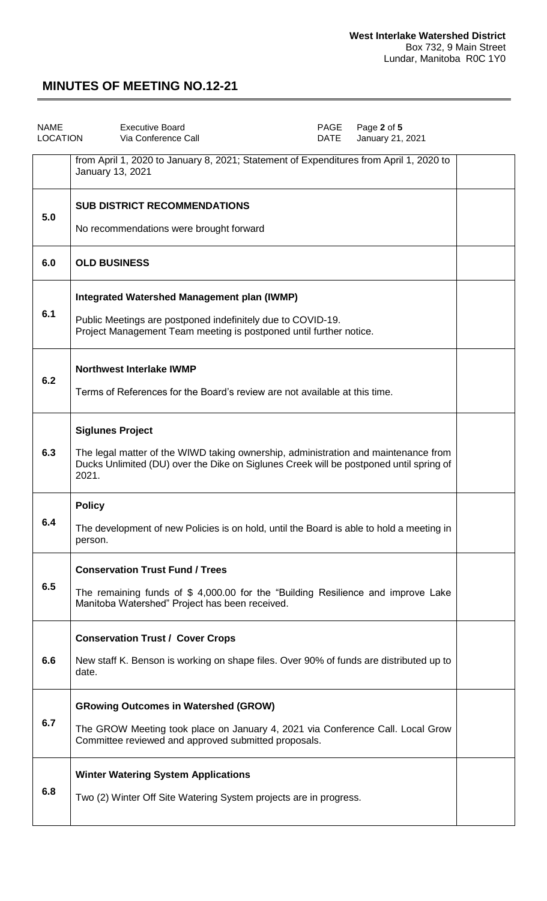**West Interlake Watershed District**
Box 732, 9 Main Street
Lundar, Manitoba R0C 1Y0

# MINUTES OF MEETING NO.12-21

| NAME | Executive Board | PAGE | Page 2 of 5 |
|---|---|---|---|
| LOCATION | Via Conference Call | DATE | January 21, 2021 |

| | | |
|---|---|---|
| | from April 1, 2020 to January 8, 2021; Statement of Expenditures from April 1, 2020 to January 13, 2021 | |
| 5.0 | **SUB DISTRICT RECOMMENDATIONS**<br><br>No recommendations were brought forward | |
| 6.0 | **OLD BUSINESS** | |
| 6.1 | **Integrated Watershed Management plan (IWMP)**<br><br>Public Meetings are postponed indefinitely due to COVID-19.<br>Project Management Team meeting is postponed until further notice. | |
| 6.2 | **Northwest Interlake IWMP**<br><br>Terms of References for the Board's review are not available at this time. | |
| 6.3 | **Siglunes Project**<br><br>The legal matter of the WIWD taking ownership, administration and maintenance from Ducks Unlimited (DU) over the Dike on Siglunes Creek will be postponed until spring of 2021. | |
| 6.4 | **Policy**<br><br>The development of new Policies is on hold, until the Board is able to hold a meeting in person. | |
| 6.5 | **Conservation Trust Fund / Trees**<br><br>The remaining funds of $ 4,000.00 for the "Building Resilience and improve Lake Manitoba Watershed" Project has been received. | |
| 6.6 | **Conservation Trust / Cover Crops**<br><br>New staff K. Benson is working on shape files. Over 90% of funds are distributed up to date. | |
| 6.7 | **GRowing Outcomes in Watershed (GROW)**<br><br>The GROW Meeting took place on January 4, 2021 via Conference Call. Local Grow Committee reviewed and approved submitted proposals. | |
| 6.8 | **Winter Watering System Applications**<br><br>Two (2) Winter Off Site Watering System projects are in progress. | |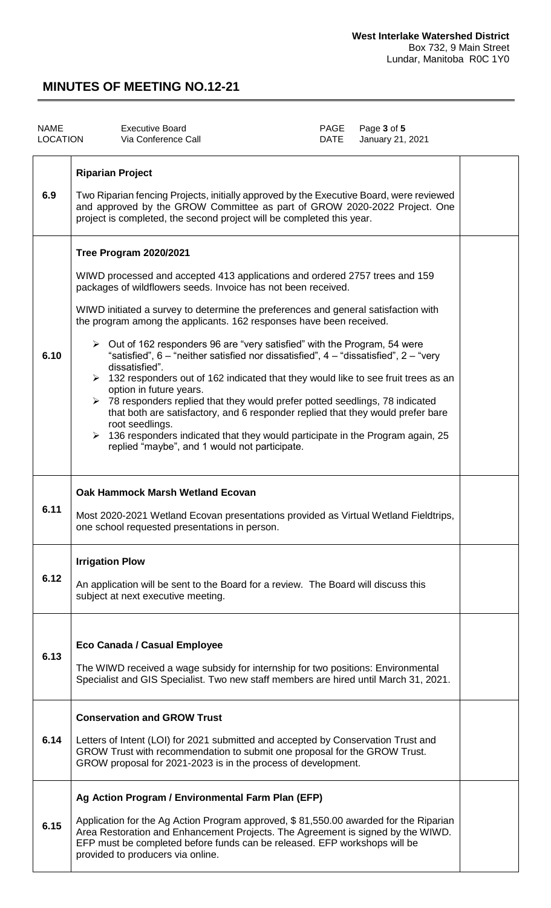**West Interlake Watershed District**
Box 732, 9 Main Street
Lundar, Manitoba R0C 1Y0

# MINUTES OF MEETING NO.12-21

| NAME | Executive Board | PAGE | Page **3** of **5** |
|---|---|---|---|
| LOCATION | Via Conference Call | DATE | January 21, 2021 |

| | | |
|---|---|---|
| 6.9 | **Riparian Project**<br><br>Two Riparian fencing Projects, initially approved by the Executive Board, were reviewed and approved by the GROW Committee as part of GROW 2020-2022 Project. One project is completed, the second project will be completed this year. | |
| 6.10 | **Tree Program 2020/2021**<br><br>WIWD processed and accepted 413 applications and ordered 2757 trees and 159 packages of wildflowers seeds. Invoice has not been received.<br><br>WIWD initiated a survey to determine the preferences and general satisfaction with the program among the applicants. 162 responses have been received.<br><br>➢ Out of 162 responders 96 are "very satisfied" with the Program, 54 were "satisfied", 6 – "neither satisfied nor dissatisfied", 4 – "dissatisfied", 2 – "very dissatisfied".<br>➢ 132 responders out of 162 indicated that they would like to see fruit trees as an option in future years.<br>➢ 78 responders replied that they would prefer potted seedlings, 78 indicated that both are satisfactory, and 6 responder replied that they would prefer bare root seedlings.<br>➢ 136 responders indicated that they would participate in the Program again, 25 replied "maybe", and 1 would not participate. | |
| 6.11 | **Oak Hammock Marsh Wetland Ecovan**<br><br>Most 2020-2021 Wetland Ecovan presentations provided as Virtual Wetland Fieldtrips, one school requested presentations in person. | |
| 6.12 | **Irrigation Plow**<br><br>An application will be sent to the Board for a review. The Board will discuss this subject at next executive meeting. | |
| 6.13 | **Eco Canada / Casual Employee**<br><br>The WIWD received a wage subsidy for internship for two positions: Environmental Specialist and GIS Specialist. Two new staff members are hired until March 31, 2021. | |
| 6.14 | **Conservation and GROW Trust**<br><br>Letters of Intent (LOI) for 2021 submitted and accepted by Conservation Trust and GROW Trust with recommendation to submit one proposal for the GROW Trust. GROW proposal for 2021-2023 is in the process of development. | |
| 6.15 | **Ag Action Program / Environmental Farm Plan (EFP)**<br><br>Application for the Ag Action Program approved, $ 81,550.00 awarded for the Riparian Area Restoration and Enhancement Projects. The Agreement is signed by the WIWD. EFP must be completed before funds can be released. EFP workshops will be provided to producers via online. | |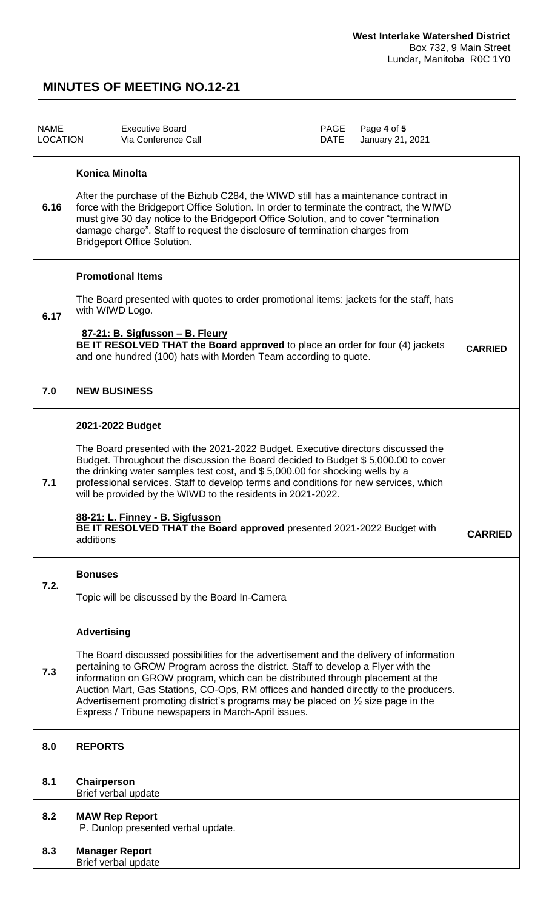**West Interlake Watershed District**
Box 732, 9 Main Street
Lundar, Manitoba R0C 1Y0

# MINUTES OF MEETING NO.12-21

| NAME | Executive Board | PAGE | Page **4** of **5** |
| --- | --- | --- | --- |
| LOCATION | Via Conference Call | DATE | January 21, 2021 |

| | | |
| --- | --- | --- |
| 6.16 | **Konica Minolta**<br><br>After the purchase of the Bizhub C284, the WIWD still has a maintenance contract in force with the Bridgeport Office Solution. In order to terminate the contract, the WIWD must give 30 day notice to the Bridgeport Office Solution, and to cover "termination damage charge". Staff to request the disclosure of termination charges from Bridgeport Office Solution. | |
| 6.17 | **Promotional Items**<br><br>The Board presented with quotes to order promotional items: jackets for the staff, hats with WIWD Logo.<br><br>**87-21: B. Sigfusson – B. Fleury**<br>**BE IT RESOLVED THAT the Board approved** to place an order for four (4) jackets and one hundred (100) hats with Morden Team according to quote. | **CARRIED** |
| **7.0** | **NEW BUSINESS** | |
| 7.1 | **2021-2022 Budget**<br><br>The Board presented with the 2021-2022 Budget. Executive directors discussed the Budget. Throughout the discussion the Board decided to Budget $ 5,000.00 to cover the drinking water samples test cost, and $ 5,000.00 for shocking wells by a professional services. Staff to develop terms and conditions for new services, which will be provided by the WIWD to the residents in 2021-2022.<br><br>**88-21: L. Finney - B. Sigfusson**<br>**BE IT RESOLVED THAT the Board approved** presented 2021-2022 Budget with additions | **CARRIED** |
| 7.2. | **Bonuses**<br><br>Topic will be discussed by the Board In-Camera | |
| 7.3 | **Advertising**<br><br>The Board discussed possibilities for the advertisement and the delivery of information pertaining to GROW Program across the district. Staff to develop a Flyer with the information on GROW program, which can be distributed through placement at the Auction Mart, Gas Stations, CO-Ops, RM offices and handed directly to the producers. Advertisement promoting district's programs may be placed on ½ size page in the Express / Tribune newspapers in March-April issues. | |
| **8.0** | **REPORTS** | |
| 8.1 | **Chairperson**<br>Brief verbal update | |
| 8.2 | **MAW Rep Report**<br>P. Dunlop presented verbal update. | |
| 8.3 | **Manager Report**<br>Brief verbal update | |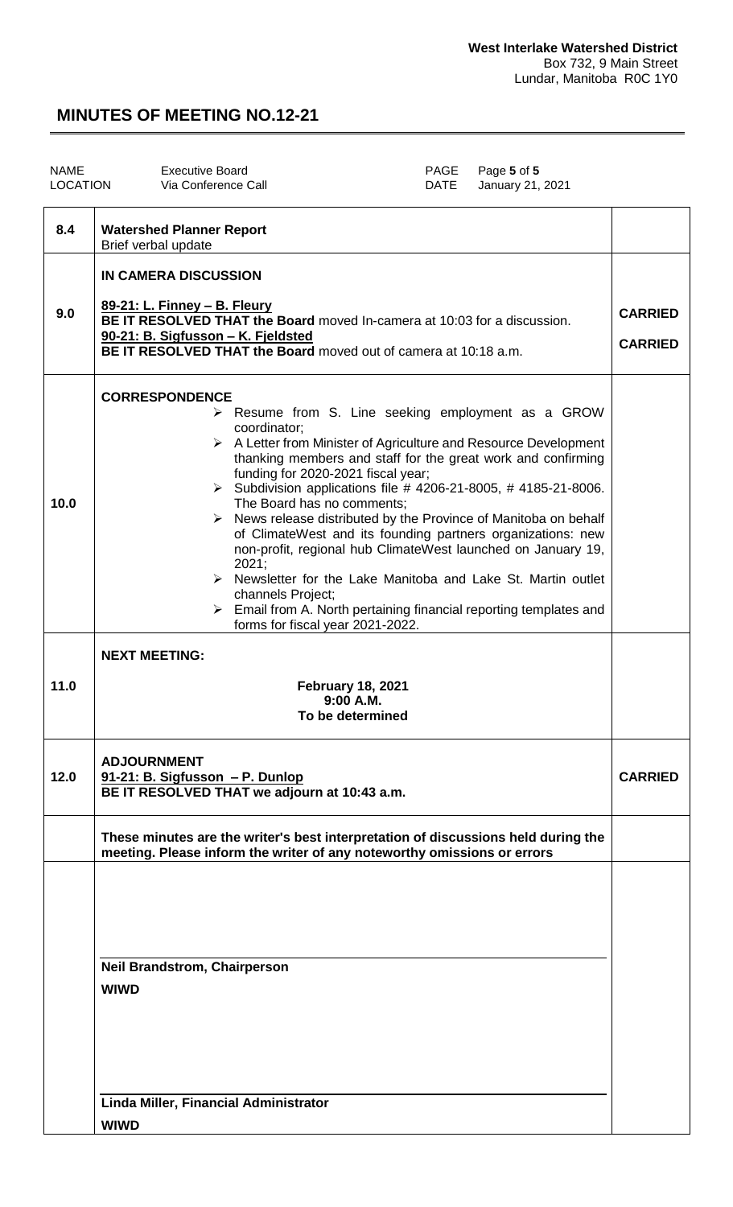**West Interlake Watershed District**
Box 732, 9 Main Street
Lundar, Manitoba R0C 1Y0

# MINUTES OF MEETING NO.12-21

| | | | |
|---|---|---|---|
| NAME | Executive Board | PAGE | Page **5** of **5** |
| LOCATION | Via Conference Call | DATE | January 21, 2021 |

| | | |
|---|---|---|
| **8.4** | **Watershed Planner Report**<br>Brief verbal update | |
| **9.0** | **IN CAMERA DISCUSSION**<br><br>**89-21: L. Finney – B. Fleury**<br>**BE IT RESOLVED THAT the Board** moved In-camera at 10:03 for a discussion.<br>**90-21: B. Sigfusson – K. Fjeldsted**<br>**BE IT RESOLVED THAT the Board** moved out of camera at 10:18 a.m. | **CARRIED**<br><br>**CARRIED** |
| **10.0** | **CORRESPONDENCE**<br>➢ Resume from S. Line seeking employment as a GROW coordinator;<br>➢ A Letter from Minister of Agriculture and Resource Development thanking members and staff for the great work and confirming funding for 2020-2021 fiscal year;<br>➢ Subdivision applications file # 4206-21-8005, # 4185-21-8006. The Board has no comments;<br>➢ News release distributed by the Province of Manitoba on behalf of ClimateWest and its founding partners organizations: new non-profit, regional hub ClimateWest launched on January 19, 2021;<br>➢ Newsletter for the Lake Manitoba and Lake St. Martin outlet channels Project;<br>➢ Email from A. North pertaining financial reporting templates and forms for fiscal year 2021-2022. | |
| **11.0** | **NEXT MEETING:**<br><br>**February 18, 2021**<br>**9:00 A.M.**<br>**To be determined** | |
| **12.0** | **ADJOURNMENT**<br>**91-21: B. Sigfusson – P. Dunlop**<br>**BE IT RESOLVED THAT we adjourn at 10:43 a.m.** | **CARRIED** |
| | **These minutes are the writer's best interpretation of discussions held during the meeting. Please inform the writer of any noteworthy omissions or errors** | |
| | **Neil Brandstrom, Chairperson**<br>**WIWD**<br><br>**Linda Miller, Financial Administrator**<br>**WIWD** | |